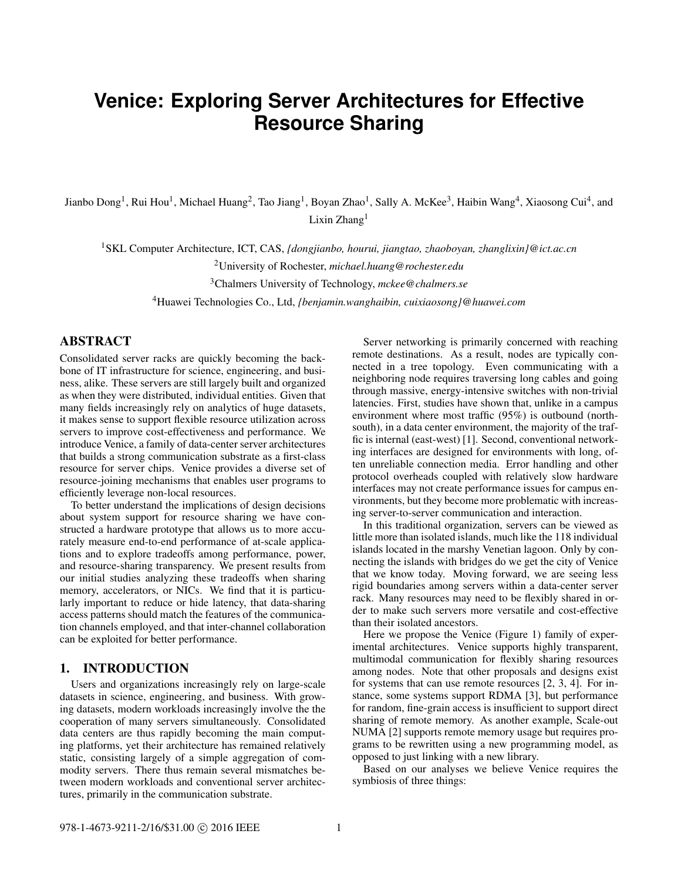# Venice: Exploring Server Architectures for Effective Resource Sharing

Jianbo Dong[1], Rui Hou[1], Michael Huang[2], Tao Jiang[1], Boyan Zhao[1], Sally A. McKee[3], Haibin Wang[4], Xiaosong Cui[4], and Lixin Zhang[1]

[1]SKL Computer Architecture, ICT, CAS, *{dongjianbo, hourui, jiangtao, zhaoboyan, zhanglixin}@ict.ac.cn*

[2]University of Rochester, *michael.huang@rochester.edu*

[3]Chalmers University of Technology, *mckee@chalmers.se*

[4]Huawei Technologies Co., Ltd, *{benjamin.wanghaibin, cuixiaosong}@huawei.com*

## ABSTRACT

Consolidated server racks are quickly becoming the backbone of IT infrastructure for science, engineering, and business, alike. These servers are still largely built and organized as when they were distributed, individual entities. Given that many fields increasingly rely on analytics of huge datasets, it makes sense to support flexible resource utilization across servers to improve cost-effectiveness and performance. We introduce Venice, a family of data-center server architectures that builds a strong communication substrate as a first-class resource for server chips. Venice provides a diverse set of resource-joining mechanisms that enables user programs to efficiently leverage non-local resources.

To better understand the implications of design decisions about system support for resource sharing we have constructed a hardware prototype that allows us to more accurately measure end-to-end performance of at-scale applications and to explore tradeoffs among performance, power, and resource-sharing transparency. We present results from our initial studies analyzing these tradeoffs when sharing memory, accelerators, or NICs. We find that it is particularly important to reduce or hide latency, that data-sharing access patterns should match the features of the communication channels employed, and that inter-channel collaboration can be exploited for better performance.

## 1. INTRODUCTION

Users and organizations increasingly rely on large-scale datasets in science, engineering, and business. With growing datasets, modern workloads increasingly involve the the cooperation of many servers simultaneously. Consolidated data centers are thus rapidly becoming the main computing platforms, yet their architecture has remained relatively static, consisting largely of a simple aggregation of commodity servers. There thus remain several mismatches between modern workloads and conventional server architectures, primarily in the communication substrate.

Server networking is primarily concerned with reaching remote destinations. As a result, nodes are typically connected in a tree topology. Even communicating with a neighboring node requires traversing long cables and going through massive, energy-intensive switches with non-trivial latencies. First, studies have shown that, unlike in a campus environment where most traffic (95%) is outbound (north-south), in a data center environment, the majority of the traffic is internal (east-west) [1]. Second, conventional networking interfaces are designed for environments with long, often unreliable connection media. Error handling and other protocol overheads coupled with relatively slow hardware interfaces may not create performance issues for campus environments, but they become more problematic with increasing server-to-server communication and interaction.

In this traditional organization, servers can be viewed as little more than isolated islands, much like the 118 individual islands located in the marshy Venetian lagoon. Only by connecting the islands with bridges do we get the city of Venice that we know today. Moving forward, we are seeing less rigid boundaries among servers within a data-center server rack. Many resources may need to be flexibly shared in order to make such servers more versatile and cost-effective than their isolated ancestors.

Here we propose the Venice (Figure 1) family of experimental architectures. Venice supports highly transparent, multimodal communication for flexibly sharing resources among nodes. Note that other proposals and designs exist for systems that can use remote resources [2, 3, 4]. For instance, some systems support RDMA [3], but performance for random, fine-grain access is insufficient to support direct sharing of remote memory. As another example, Scale-out NUMA [2] supports remote memory usage but requires programs to be rewritten using a new programming model, as opposed to just linking with a new library.

Based on our analyses we believe Venice requires the symbiosis of three things:

978-1-4673-9211-2/16/$31.00 © 2016 IEEE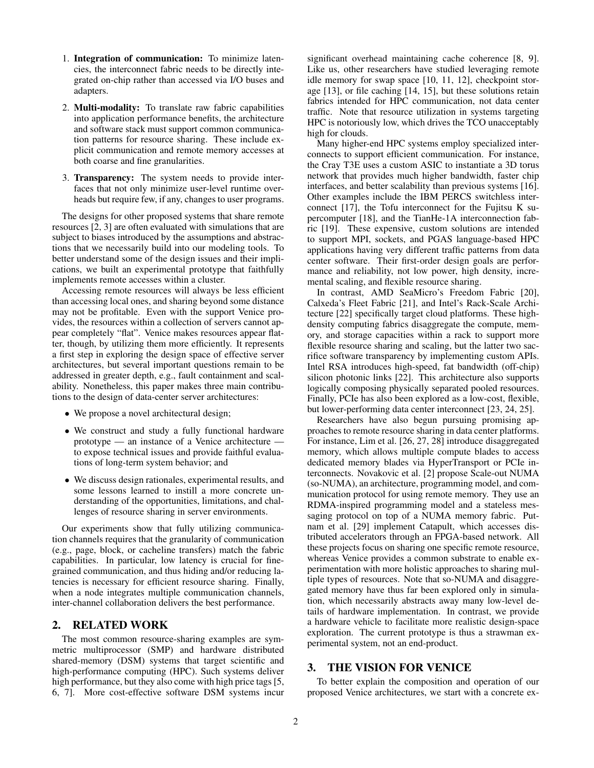1. **Integration of communication:** To minimize latencies, the interconnect fabric needs to be directly integrated on-chip rather than accessed via I/O buses and adapters.
2. **Multi-modality:** To translate raw fabric capabilities into application performance benefits, the architecture and software stack must support common communication patterns for resource sharing. These include explicit communication and remote memory accesses at both coarse and fine granularities.
3. **Transparency:** The system needs to provide interfaces that not only minimize user-level runtime overheads but require few, if any, changes to user programs.

The designs for other proposed systems that share remote resources [2, 3] are often evaluated with simulations that are subject to biases introduced by the assumptions and abstractions that we necessarily build into our modeling tools. To better understand some of the design issues and their implications, we built an experimental prototype that faithfully implements remote accesses within a cluster.

Accessing remote resources will always be less efficient than accessing local ones, and sharing beyond some distance may not be profitable. Even with the support Venice provides, the resources within a collection of servers cannot appear completely "flat". Venice makes resources appear flatter, though, by utilizing them more efficiently. It represents a first step in exploring the design space of effective server architectures, but several important questions remain to be addressed in greater depth, e.g., fault containment and scalability. Nonetheless, this paper makes three main contributions to the design of data-center server architectures:

- We propose a novel architectural design;
- We construct and study a fully functional hardware prototype — an instance of a Venice architecture — to expose technical issues and provide faithful evaluations of long-term system behavior; and
- We discuss design rationales, experimental results, and some lessons learned to instill a more concrete understanding of the opportunities, limitations, and challenges of resource sharing in server environments.

Our experiments show that fully utilizing communication channels requires that the granularity of communication (e.g., page, block, or cacheline transfers) match the fabric capabilities. In particular, low latency is crucial for fine-grained communication, and thus hiding and/or reducing latencies is necessary for efficient resource sharing. Finally, when a node integrates multiple communication channels, inter-channel collaboration delivers the best performance.

## 2. RELATED WORK

The most common resource-sharing examples are symmetric multiprocessor (SMP) and hardware distributed shared-memory (DSM) systems that target scientific and high-performance computing (HPC). Such systems deliver high performance, but they also come with high price tags [5, 6, 7]. More cost-effective software DSM systems incur significant overhead maintaining cache coherence [8, 9]. Like us, other researchers have studied leveraging remote idle memory for swap space [10, 11, 12], checkpoint storage [13], or file caching [14, 15], but these solutions retain fabrics intended for HPC communication, not data center traffic. Note that resource utilization in systems targeting HPC is notoriously low, which drives the TCO unacceptably high for clouds.

Many higher-end HPC systems employ specialized interconnects to support efficient communication. For instance, the Cray T3E uses a custom ASIC to instantiate a 3D torus network that provides much higher bandwidth, faster chip interfaces, and better scalability than previous systems [16]. Other examples include the IBM PERCS switchless interconnect [17], the Tofu interconnect for the Fujitsu K supercomputer [18], and the TianHe-1A interconnection fabric [19]. These expensive, custom solutions are intended to support MPI, sockets, and PGAS language-based HPC applications having very different traffic patterns from data center software. Their first-order design goals are performance and reliability, not low power, high density, incremental scaling, and flexible resource sharing.

In contrast, AMD SeaMicro's Freedom Fabric [20], Calxeda's Fleet Fabric [21], and Intel's Rack-Scale Architecture [22] specifically target cloud platforms. These high-density computing fabrics disaggregate the compute, memory, and storage capacities within a rack to support more flexible resource sharing and scaling, but the latter two sacrifice software transparency by implementing custom APIs. Intel RSA introduces high-speed, fat bandwidth (off-chip) silicon photonic links [22]. This architecture also supports logically composing physically separated pooled resources. Finally, PCIe has also been explored as a low-cost, flexible, but lower-performing data center interconnect [23, 24, 25].

Researchers have also begun pursuing promising approaches to remote resource sharing in data center platforms. For instance, Lim et al. [26, 27, 28] introduce disaggregated memory, which allows multiple compute blades to access dedicated memory blades via HyperTransport or PCIe interconnects. Novakovic et al. [2] propose Scale-out NUMA (so-NUMA), an architecture, programming model, and communication protocol for using remote memory. They use an RDMA-inspired programming model and a stateless messaging protocol on top of a NUMA memory fabric. Putnam et al. [29] implement Catapult, which accesses distributed accelerators through an FPGA-based network. All these projects focus on sharing one specific remote resource, whereas Venice provides a common substrate to enable experimentation with more holistic approaches to sharing multiple types of resources. Note that so-NUMA and disaggregated memory have thus far been explored only in simulation, which necessarily abstracts away many low-level details of hardware implementation. In contrast, we provide a hardware vehicle to facilitate more realistic design-space exploration. The current prototype is thus a strawman experimental system, not an end-product.

## 3. THE VISION FOR VENICE

To better explain the composition and operation of our proposed Venice architectures, we start with a concrete ex-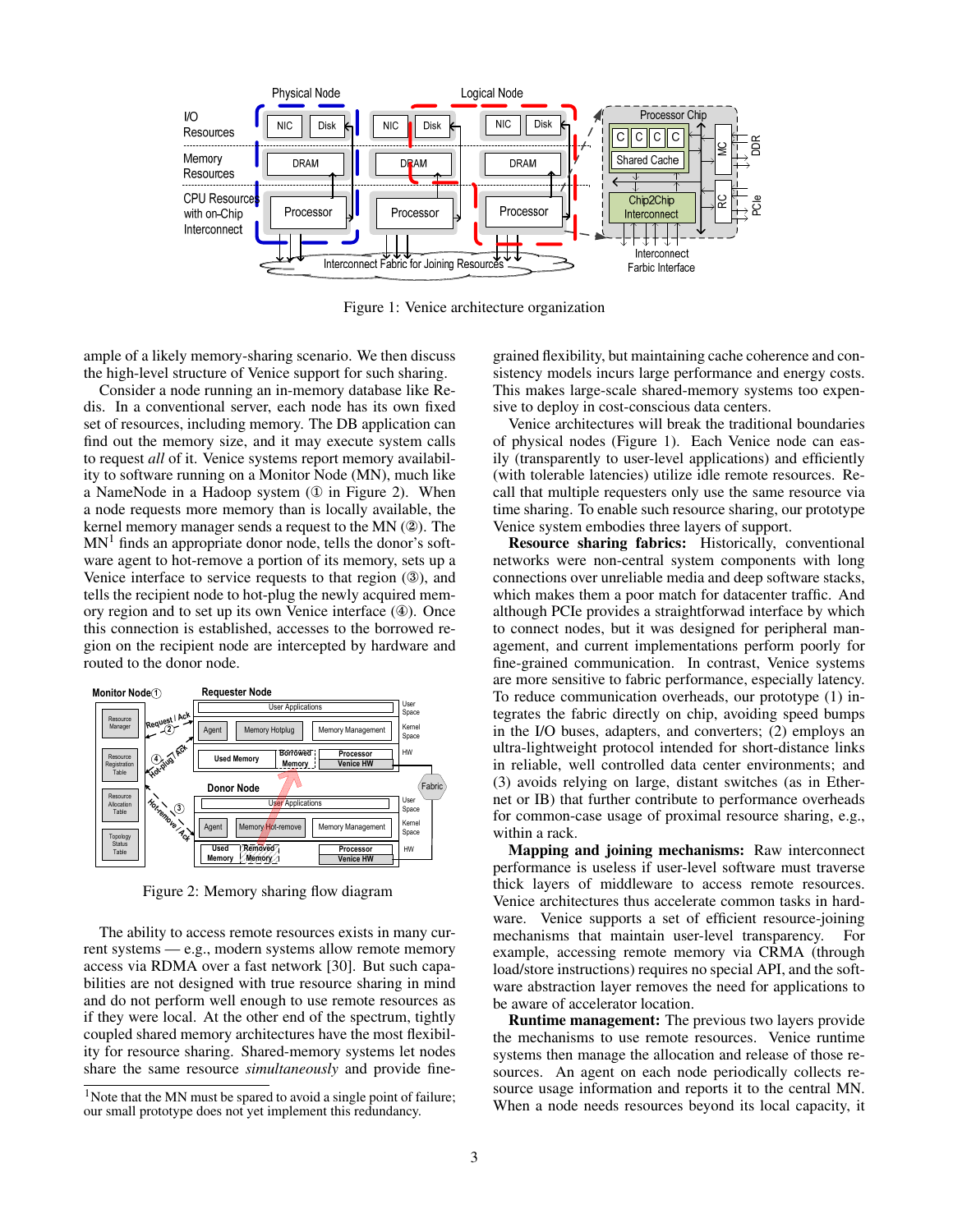Figure 1: Venice architecture organization

ample of a likely memory-sharing scenario. We then discuss the high-level structure of Venice support for such sharing.

Consider a node running an in-memory database like Redis. In a conventional server, each node has its own fixed set of resources, including memory. The DB application can find out the memory size, and it may execute system calls to request *all* of it. Venice systems report memory availability to software running on a Monitor Node (MN), much like a NameNode in a Hadoop system (① in Figure 2). When a node requests more memory than is locally available, the kernel memory manager sends a request to the MN (②). The MN[1] finds an appropriate donor node, tells the donor's software agent to hot-remove a portion of its memory, sets up a Venice interface to service requests to that region (③), and tells the recipient node to hot-plug the newly acquired memory region and to set up its own Venice interface (④). Once this connection is established, accesses to the borrowed region on the recipient node are intercepted by hardware and routed to the donor node.

Figure 2: Memory sharing flow diagram

The ability to access remote resources exists in many current systems — e.g., modern systems allow remote memory access via RDMA over a fast network [30]. But such capabilities are not designed with true resource sharing in mind and do not perform well enough to use remote resources as if they were local. At the other end of the spectrum, tightly coupled shared memory architectures have the most flexibility for resource sharing. Shared-memory systems let nodes share the same resource *simultaneously* and provide fine-grained flexibility, but maintaining cache coherence and consistency models incurs large performance and energy costs. This makes large-scale shared-memory systems too expensive to deploy in cost-conscious data centers.

Venice architectures will break the traditional boundaries of physical nodes (Figure 1). Each Venice node can easily (transparently to user-level applications) and efficiently (with tolerable latencies) utilize idle remote resources. Recall that multiple requesters only use the same resource via time sharing. To enable such resource sharing, our prototype Venice system embodies three layers of support.

**Resource sharing fabrics:** Historically, conventional networks were non-central system components with long connections over unreliable media and deep software stacks, which makes them a poor match for datacenter traffic. And although PCIe provides a straightforwad interface by which to connect nodes, but it was designed for peripheral management, and current implementations perform poorly for fine-grained communication. In contrast, Venice systems are more sensitive to fabric performance, especially latency. To reduce communication overheads, our prototype (1) integrates the fabric directly on chip, avoiding speed bumps in the I/O buses, adapters, and converters; (2) employs an ultra-lightweight protocol intended for short-distance links in reliable, well controlled data center environments; and (3) avoids relying on large, distant switches (as in Ethernet or IB) that further contribute to performance overheads for common-case usage of proximal resource sharing, e.g., within a rack.

**Mapping and joining mechanisms:** Raw interconnect performance is useless if user-level software must traverse thick layers of middleware to access remote resources. Venice architectures thus accelerate common tasks in hardware. Venice supports a set of efficient resource-joining mechanisms that maintain user-level transparency. For example, accessing remote memory via CRMA (through load/store instructions) requires no special API, and the software abstraction layer removes the need for applications to be aware of accelerator location.

**Runtime management:** The previous two layers provide the mechanisms to use remote resources. Venice runtime systems then manage the allocation and release of those resources. An agent on each node periodically collects resource usage information and reports it to the central MN. When a node needs resources beyond its local capacity, it

[1] Note that the MN must be spared to avoid a single point of failure; our small prototype does not yet implement this redundancy.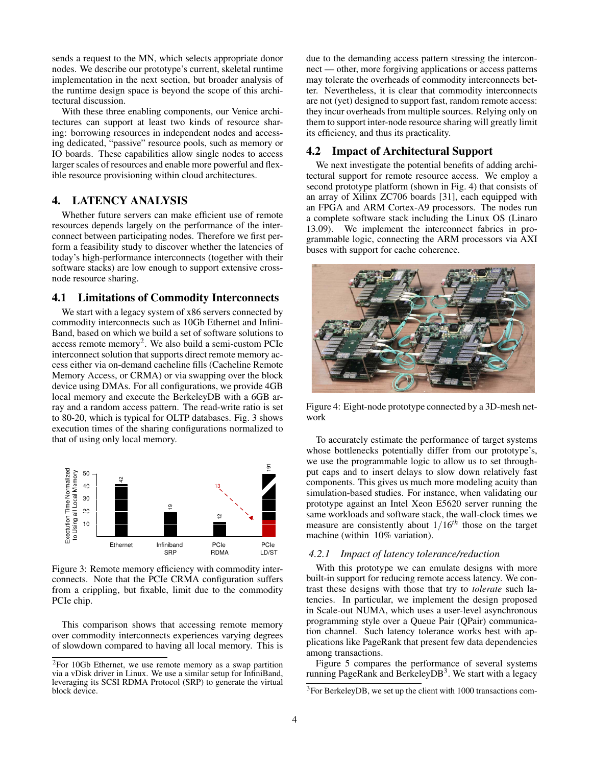sends a request to the MN, which selects appropriate donor nodes. We describe our prototype's current, skeletal runtime implementation in the next section, but broader analysis of the runtime design space is beyond the scope of this architectural discussion.

With these three enabling components, our Venice architectures can support at least two kinds of resource sharing: borrowing resources in independent nodes and accessing dedicated, "passive" resource pools, such as memory or IO boards. These capabilities allow single nodes to access larger scales of resources and enable more powerful and flexible resource provisioning within cloud architectures.

## 4. LATENCY ANALYSIS

Whether future servers can make efficient use of remote resources depends largely on the performance of the interconnect between participating nodes. Therefore we first perform a feasibility study to discover whether the latencies of today's high-performance interconnects (together with their software stacks) are low enough to support extensive cross-node resource sharing.

### 4.1 Limitations of Commodity Interconnects

We start with a legacy system of x86 servers connected by commodity interconnects such as 10Gb Ethernet and InfiniBand, based on which we build a set of software solutions to access remote memory[2]. We also build a semi-custom PCIe interconnect solution that supports direct remote memory access either via on-demand cacheline fills (Cacheline Remote Memory Access, or CRMA) or via swapping over the block device using DMAs. For all configurations, we provide 4GB local memory and execute the BerkeleyDB with a 6GB array and a random access pattern. The read-write ratio is set to 80-20, which is typical for OLTP databases. Fig. 3 shows execution times of the sharing configurations normalized to that of using only local memory.

Figure 3: Remote memory efficiency with commodity interconnects. Note that the PCIe CRMA configuration suffers from a crippling, but fixable, limit due to the commodity PCIe chip.

This comparison shows that accessing remote memory over commodity interconnects experiences varying degrees of slowdown compared to having all local memory. This is due to the demanding access pattern stressing the interconnect — other, more forgiving applications or access patterns may tolerate the overheads of commodity interconnects better. Nevertheless, it is clear that commodity interconnects are not (yet) designed to support fast, random remote access: they incur overheads from multiple sources. Relying only on them to support inter-node resource sharing will greatly limit its efficiency, and thus its practicality.

### 4.2 Impact of Architectural Support

We next investigate the potential benefits of adding architectural support for remote resource access. We employ a second prototype platform (shown in Fig. 4) that consists of an array of Xilinx ZC706 boards [31], each equipped with an FPGA and ARM Cortex-A9 processors. The nodes run a complete software stack including the Linux OS (Linaro 13.09). We implement the interconnect fabrics in programmable logic, connecting the ARM processors via AXI buses with support for cache coherence.

Figure 4: Eight-node prototype connected by a 3D-mesh network

To accurately estimate the performance of target systems whose bottlenecks potentially differ from our prototype's, we use the programmable logic to allow us to set throughput caps and to insert delays to slow down relatively fast components. This gives us much more modeling acuity than simulation-based studies. For instance, when validating our prototype against an Intel Xeon E5620 server running the same workloads and software stack, the wall-clock times we measure are consistently about $1/16^{th}$ those on the target machine (within 10% variation).

#### 4.2.1 *Impact of latency tolerance/reduction*

With this prototype we can emulate designs with more built-in support for reducing remote access latency. We contrast these designs with those that try to *tolerate* such latencies. In particular, we implement the design proposed in Scale-out NUMA, which uses a user-level asynchronous programming style over a Queue Pair (QPair) communication channel. Such latency tolerance works best with applications like PageRank that present few data dependencies among transactions.

Figure 5 compares the performance of several systems running PageRank and BerkeleyDB[3]. We start with a legacy

[2] For 10Gb Ethernet, we use remote memory as a swap partition via a vDisk driver in Linux. We use a similar setup for InfiniBand, leveraging its SCSI RDMA Protocol (SRP) to generate the virtual block device.

[3] For BerkeleyDB, we set up the client with 1000 transactions com-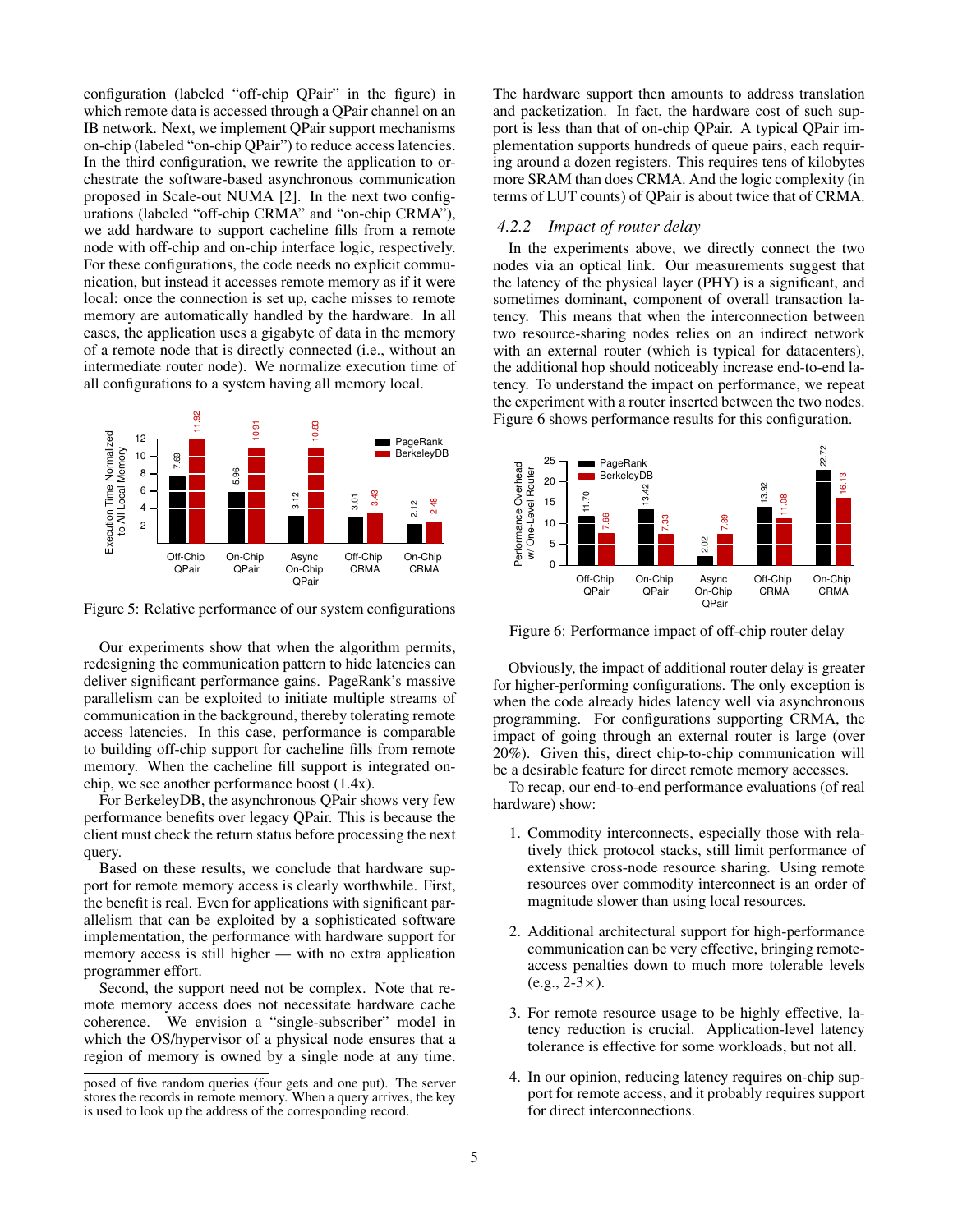configuration (labeled "off-chip QPair" in the figure) in which remote data is accessed through a QPair channel on an IB network. Next, we implement QPair support mechanisms on-chip (labeled "on-chip QPair") to reduce access latencies. In the third configuration, we rewrite the application to orchestrate the software-based asynchronous communication proposed in Scale-out NUMA [2]. In the next two configurations (labeled "off-chip CRMA" and "on-chip CRMA"), we add hardware to support cacheline fills from a remote node with off-chip and on-chip interface logic, respectively. For these configurations, the code needs no explicit communication, but instead it accesses remote memory as if it were local: once the connection is set up, cache misses to remote memory are automatically handled by the hardware. In all cases, the application uses a gigabyte of data in the memory of a remote node that is directly connected (i.e., without an intermediate router node). We normalize execution time of all configurations to a system having all memory local.

Execution Time Normalized to All Local Memory
12
10
8
6
4
2
PageRank
BerkeleyDB
7.69
11.92
5.96
10.91
3.12
10.83
3.01
3.43
2.12
2.48
Off-Chip QPair
On-Chip QPair
Async On-Chip QPair
Off-Chip CRMA
On-Chip CRMA

Figure 5: Relative performance of our system configurations

Our experiments show that when the algorithm permits, redesigning the communication pattern to hide latencies can deliver significant performance gains. PageRank's massive parallelism can be exploited to initiate multiple streams of communication in the background, thereby tolerating remote access latencies. In this case, performance is comparable to building off-chip support for cacheline fills from remote memory. When the cacheline fill support is integrated on-chip, we see another performance boost (1.4x).

For BerkeleyDB, the asynchronous QPair shows very few performance benefits over legacy QPair. This is because the client must check the return status before processing the next query.

Based on these results, we conclude that hardware support for remote memory access is clearly worthwhile. First, the benefit is real. Even for applications with significant parallelism that can be exploited by a sophisticated software implementation, the performance with hardware support for memory access is still higher — with no extra application programmer effort.

Second, the support need not be complex. Note that remote memory access does not necessitate hardware cache coherence. We envision a "single-subscriber" model in which the OS/hypervisor of a physical node ensures that a region of memory is owned by a single node at any time. The hardware support then amounts to address translation and packetization. In fact, the hardware cost of such support is less than that of on-chip QPair. A typical QPair implementation supports hundreds of queue pairs, each requiring around a dozen registers. This requires tens of kilobytes more SRAM than does CRMA. And the logic complexity (in terms of LUT counts) of QPair is about twice that of CRMA.

### 4.2.2 *Impact of router delay*

In the experiments above, we directly connect the two nodes via an optical link. Our measurements suggest that the latency of the physical layer (PHY) is a significant, and sometimes dominant, component of overall transaction latency. This means that when the interconnection between two resource-sharing nodes relies on an indirect network with an external router (which is typical for datacenters), the additional hop should noticeably increase end-to-end latency. To understand the impact on performance, we repeat the experiment with a router inserted between the two nodes. Figure 6 shows performance results for this configuration.

Performance Overhead w/ One-Level Router
25
20
15
10
5
0
PageRank
BerkeleyDB
11.70
7.66
13.42
7.33
2.02
7.39
13.92
11.08
22.72
16.13
Off-Chip QPair
On-Chip QPair
Async On-Chip QPair
Off-Chip CRMA
On-Chip CRMA

Figure 6: Performance impact of off-chip router delay

Obviously, the impact of additional router delay is greater for higher-performing configurations. The only exception is when the code already hides latency well via asynchronous programming. For configurations supporting CRMA, the impact of going through an external router is large (over 20%). Given this, direct chip-to-chip communication will be a desirable feature for direct remote memory accesses.

To recap, our end-to-end performance evaluations (of real hardware) show:

1. Commodity interconnects, especially those with relatively thick protocol stacks, still limit performance of extensive cross-node resource sharing. Using remote resources over commodity interconnect is an order of magnitude slower than using local resources.

2. Additional architectural support for high-performance communication can be very effective, bringing remote-access penalties down to much more tolerable levels (e.g., 2-3×).

3. For remote resource usage to be highly effective, latency reduction is crucial. Application-level latency tolerance is effective for some workloads, but not all.

4. In our opinion, reducing latency requires on-chip support for remote access, and it probably requires support for direct interconnections.

posed of five random queries (four gets and one put). The server stores the records in remote memory. When a query arrives, the key is used to look up the address of the corresponding record.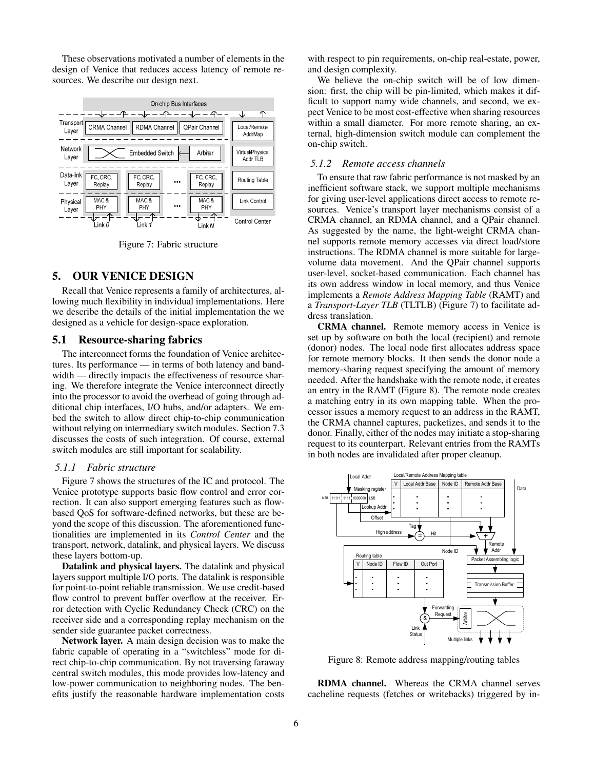These observations motivated a number of elements in the design of Venice that reduces access latency of remote resources. We describe our design next.

Figure 7: Fabric structure

## 5. OUR VENICE DESIGN

Recall that Venice represents a family of architectures, allowing much flexibility in individual implementations. Here we describe the details of the initial implementation the we designed as a vehicle for design-space exploration.

### 5.1 Resource-sharing fabrics

The interconnect forms the foundation of Venice architectures. Its performance — in terms of both latency and bandwidth — directly impacts the effectiveness of resource sharing. We therefore integrate the Venice interconnect directly into the processor to avoid the overhead of going through additional chip interfaces, I/O hubs, and/or adapters. We embed the switch to allow direct chip-to-chip communication without relying on intermediary switch modules. Section 7.3 discusses the costs of such integration. Of course, external switch modules are still important for scalability.

#### *5.1.1 Fabric structure*

Figure 7 shows the structures of the IC and protocol. The Venice prototype supports basic flow control and error correction. It can also support emerging features such as flow-based QoS for software-defined networks, but these are beyond the scope of this discussion. The aforementioned functionalities are implemented in its *Control Center* and the transport, network, datalink, and physical layers. We discuss these layers bottom-up.

**Datalink and physical layers.** The datalink and physical layers support multiple I/O ports. The datalink is responsible for point-to-point reliable transmission. We use credit-based flow control to prevent buffer overflow at the receiver. Error detection with Cyclic Redundancy Check (CRC) on the receiver side and a corresponding replay mechanism on the sender side guarantee packet correctness.

**Network layer.** A main design decision was to make the fabric capable of operating in a "switchless" mode for direct chip-to-chip communication. By not traversing faraway central switch modules, this mode provides low-latency and low-power communication to neighboring nodes. The benefits justify the reasonable hardware implementation costs with respect to pin requirements, on-chip real-estate, power, and design complexity.

We believe the on-chip switch will be of low dimension: first, the chip will be pin-limited, which makes it difficult to support namy wide channels, and second, we expect Venice to be most cost-effective when sharing resources within a small diameter. For more remote sharing, an external, high-dimension switch module can complement the on-chip switch.

#### *5.1.2 Remote access channels*

To ensure that raw fabric performance is not masked by an inefficient software stack, we support multiple mechanisms for giving user-level applications direct access to remote resources. Venice's transport layer mechanisms consist of a CRMA channel, an RDMA channel, and a QPair channel. As suggested by the name, the light-weight CRMA channel supports remote memory accesses via direct load/store instructions. The RDMA channel is more suitable for large-volume data movement. And the QPair channel supports user-level, socket-based communication. Each channel has its own address window in local memory, and thus Venice implements a *Remote Address Mapping Table* (RAMT) and a *Transport-Layer TLB* (TLTLB) (Figure 7) to facilitate address translation.

**CRMA channel.** Remote memory access in Venice is set up by software on both the local (recipient) and remote (donor) nodes. The local node first allocates address space for remote memory blocks. It then sends the donor node a memory-sharing request specifying the amount of memory needed. After the handshake with the remote node, it creates an entry in the RAMT (Figure 8). The remote node creates a matching entry in its own mapping table. When the processor issues a memory request to an address in the RAMT, the CRMA channel captures, packetizes, and sends it to the donor. Finally, either of the nodes may initiate a stop-sharing request to its counterpart. Relevant entries from the RAMTs in both nodes are invalidated after proper cleanup.

Figure 8: Remote address mapping/routing tables

**RDMA channel.** Whereas the CRMA channel serves cacheline requests (fetches or writebacks) triggered by in-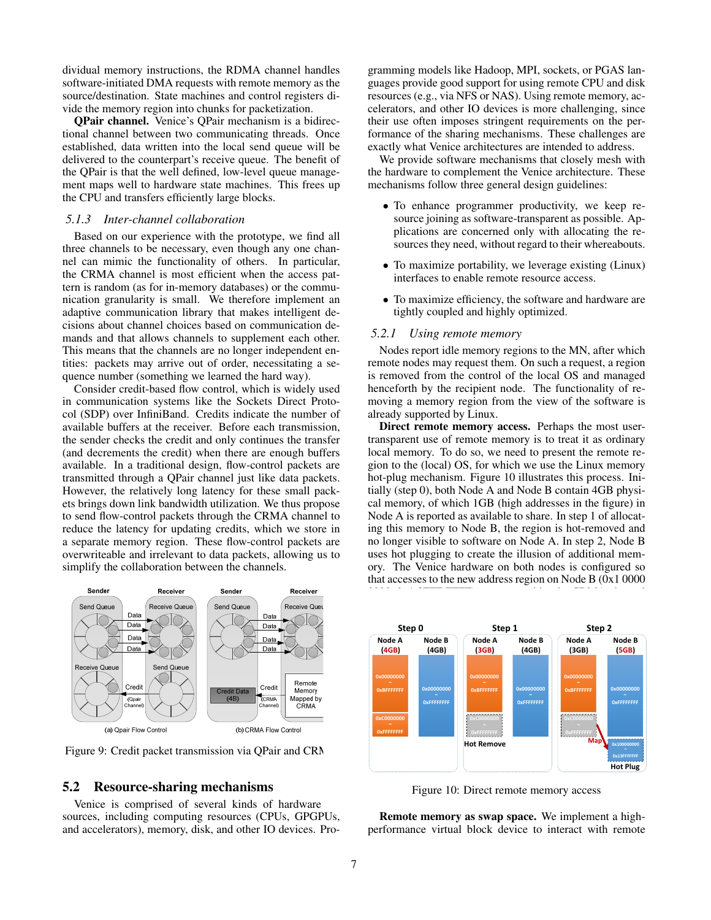dividual memory instructions, the RDMA channel handles software-initiated DMA requests with remote memory as the source/destination. State machines and control registers divide the memory region into chunks for packetization.

**QPair channel.** Venice's QPair mechanism is a bidirectional channel between two communicating threads. Once established, data written into the local send queue will be delivered to the counterpart's receive queue. The benefit of the QPair is that the well defined, low-level queue management maps well to hardware state machines. This frees up the CPU and transfers efficiently large blocks.

### *5.1.3 Inter-channel collaboration*

Based on our experience with the prototype, we find all three channels to be necessary, even though any one channel can mimic the functionality of others. In particular, the CRMA channel is most efficient when the access pattern is random (as for in-memory databases) or the communication granularity is small. We therefore implement an adaptive communication library that makes intelligent decisions about channel choices based on communication demands and that allows channels to supplement each other. This means that the channels are no longer independent entities: packets may arrive out of order, necessitating a sequence number (something we learned the hard way).

Consider credit-based flow control, which is widely used in communication systems like the Sockets Direct Protocol (SDP) over InfiniBand. Credits indicate the number of available buffers at the receiver. Before each transmission, the sender checks the credit and only continues the transfer (and decrements the credit) when there are enough buffers available. In a traditional design, flow-control packets are transmitted through a QPair channel just like data packets. However, the relatively long latency for these small packets brings down link bandwidth utilization. We thus propose to send flow-control packets through the CRMA channel to reduce the latency for updating credits, which we store in a separate memory region. These flow-control packets are overwriteable and irrelevant to data packets, allowing us to simplify the collaboration between the channels.

Figure 9: Credit packet transmission via QPair and CRMA

## 5.2 Resource-sharing mechanisms

Venice is comprised of several kinds of hardware sources, including computing resources (CPUs, GPGPUs, and accelerators), memory, disk, and other IO devices. Programming models like Hadoop, MPI, sockets, or PGAS languages provide good support for using remote CPU and disk resources (e.g., via NFS or NAS). Using remote memory, accelerators, and other IO devices is more challenging, since their use often imposes stringent requirements on the performance of the sharing mechanisms. These challenges are exactly what Venice architectures are intended to address.

We provide software mechanisms that closely mesh with the hardware to complement the Venice architecture. These mechanisms follow three general design guidelines:

- To enhance programmer productivity, we keep resource joining as software-transparent as possible. Applications are concerned only with allocating the resources they need, without regard to their whereabouts.
- To maximize portability, we leverage existing (Linux) interfaces to enable remote resource access.
- To maximize efficiency, the software and hardware are tightly coupled and highly optimized.

### *5.2.1 Using remote memory*

Nodes report idle memory regions to the MN, after which remote nodes may request them. On such a request, a region is removed from the control of the local OS and managed henceforth by the recipient node. The functionality of removing a memory region from the view of the software is already supported by Linux.

**Direct remote memory access.** Perhaps the most user-transparent use of remote memory is to treat it as ordinary local memory. To do so, we need to present the remote region to the (local) OS, for which we use the Linux memory hot-plug mechanism. Figure 10 illustrates this process. Initially (step 0), both Node A and Node B contain 4GB physical memory, of which 1GB (high addresses in the figure) in Node A is reported as available to share. In step 1 of allocating this memory to Node B, the region is hot-removed and no longer visible to software on Node A. In step 2, Node B uses hot plugging to create the illusion of additional memory. The Venice hardware on both nodes is configured so that accesses to the new address region on Node B (0x1 0000

Figure 10: Direct remote memory access

**Remote memory as swap space.** We implement a high-performance virtual block device to interact with remote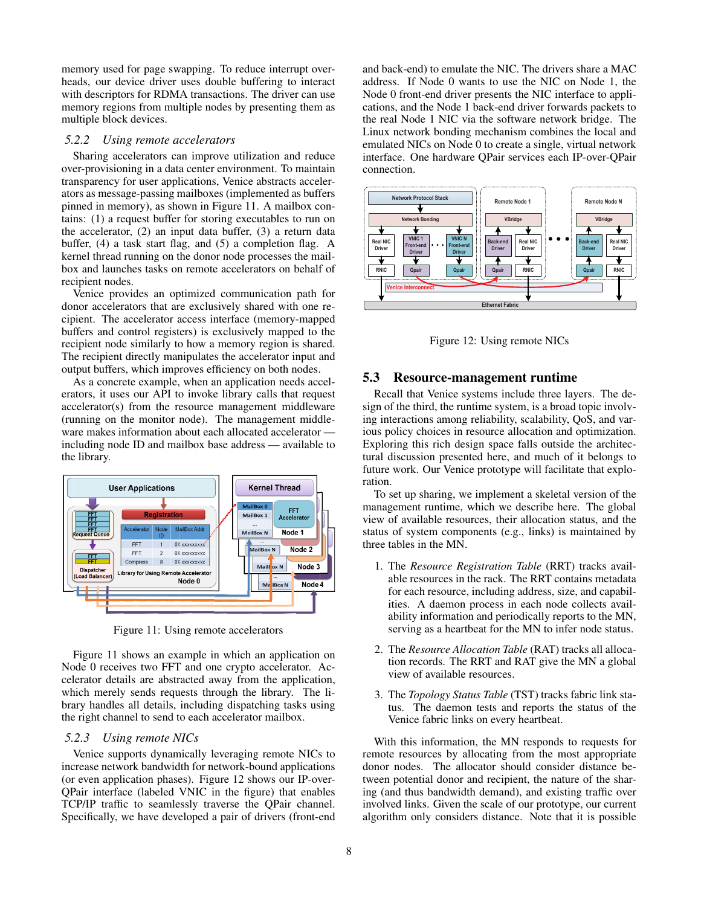memory used for page swapping. To reduce interrupt overheads, our device driver uses double buffering to interact with descriptors for RDMA transactions. The driver can use memory regions from multiple nodes by presenting them as multiple block devices.

### 5.2.2 Using remote accelerators

Sharing accelerators can improve utilization and reduce over-provisioning in a data center environment. To maintain transparency for user applications, Venice abstracts accelerators as message-passing mailboxes (implemented as buffers pinned in memory), as shown in Figure 11. A mailbox contains: (1) a request buffer for storing executables to run on the accelerator, (2) an input data buffer, (3) a return data buffer, (4) a task start flag, and (5) a completion flag. A kernel thread running on the donor node processes the mailbox and launches tasks on donor remote accelerators on behalf of recipient nodes.

Venice provides an optimized communication path for donor accelerators that are exclusively shared with one recipient. The accelerator access interface (memory-mapped buffers and control registers) is exclusively mapped to the recipient node similarly to how a memory region is shared. The recipient directly manipulates the accelerator input and output buffers, which improves efficiency on both nodes.

As a concrete example, when an application needs accelerators, it uses our API to invoke library calls that request accelerator(s) from the resource management middleware (running on the monitor node). The management middleware makes information about each allocated accelerator — including node ID and mailbox base address — available to the library.

Figure 11: Using remote accelerators

Figure 11 shows an example in which an application on Node 0 receives two FFT and one crypto accelerator. Accelerator details are abstracted away from the application, which merely sends requests through the library. The library handles all details, including dispatching tasks using the right channel to send to each accelerator mailbox.

### 5.2.3 Using remote NICs

Venice supports dynamically leveraging remote NICs to increase network bandwidth for network-bound applications (or even application phases). Figure 12 shows our IP-over-QPair interface (labeled VNIC in the figure) that enables TCP/IP traffic to seamlessly traverse the QPair channel. Specifically, we have developed a pair of drivers (front-end and back-end) to emulate the NIC. The drivers share a MAC address. If Node 0 wants to use the NIC on Node 1, the Node 0 front-end driver presents the NIC interface to applications, and the Node 1 back-end driver forwards packets to the real Node 1 NIC via the software network bridge. The Linux network bonding mechanism combines the local and emulated NICs on Node 0 to create a single, virtual network interface. One hardware QPair services each IP-over-QPair connection.

Figure 12: Using remote NICs

## 5.3 Resource-management runtime

Recall that Venice systems include three layers. The design of the third, the runtime system, is a broad topic involving interactions among reliability, scalability, QoS, and various policy choices in resource allocation and optimization. Exploring this rich design space falls outside the architectural discussion presented here, and much of it belongs to future work. Our Venice prototype will facilitate that exploration.

To set up sharing, we implement a skeletal version of the management runtime, which we describe here. The global view of available resources, their allocation status, and the status of system components (e.g., links) is maintained by three tables in the MN.

1. The *Resource Registration Table* (RRT) tracks available resources in the rack. The RRT contains metadata for each resource, including address, size, and capabilities. A daemon process in each node collects availability information and periodically reports to the MN, serving as a heartbeat for the MN to infer node status.
2. The *Resource Allocation Table* (RAT) tracks all allocation records. The RRT and RAT give the MN a global view of available resources.
3. The *Topology Status Table* (TST) tracks fabric link status. The daemon tests and reports the status of the Venice fabric links on every heartbeat.

With this information, the MN responds to requests for remote resources by allocating from the most appropriate donor nodes. The allocator should consider distance between potential donor and recipient, the nature of the sharing (and thus bandwidth demand), and existing traffic over involved links. Given the scale of our prototype, our current algorithm only considers distance. Note that it is possible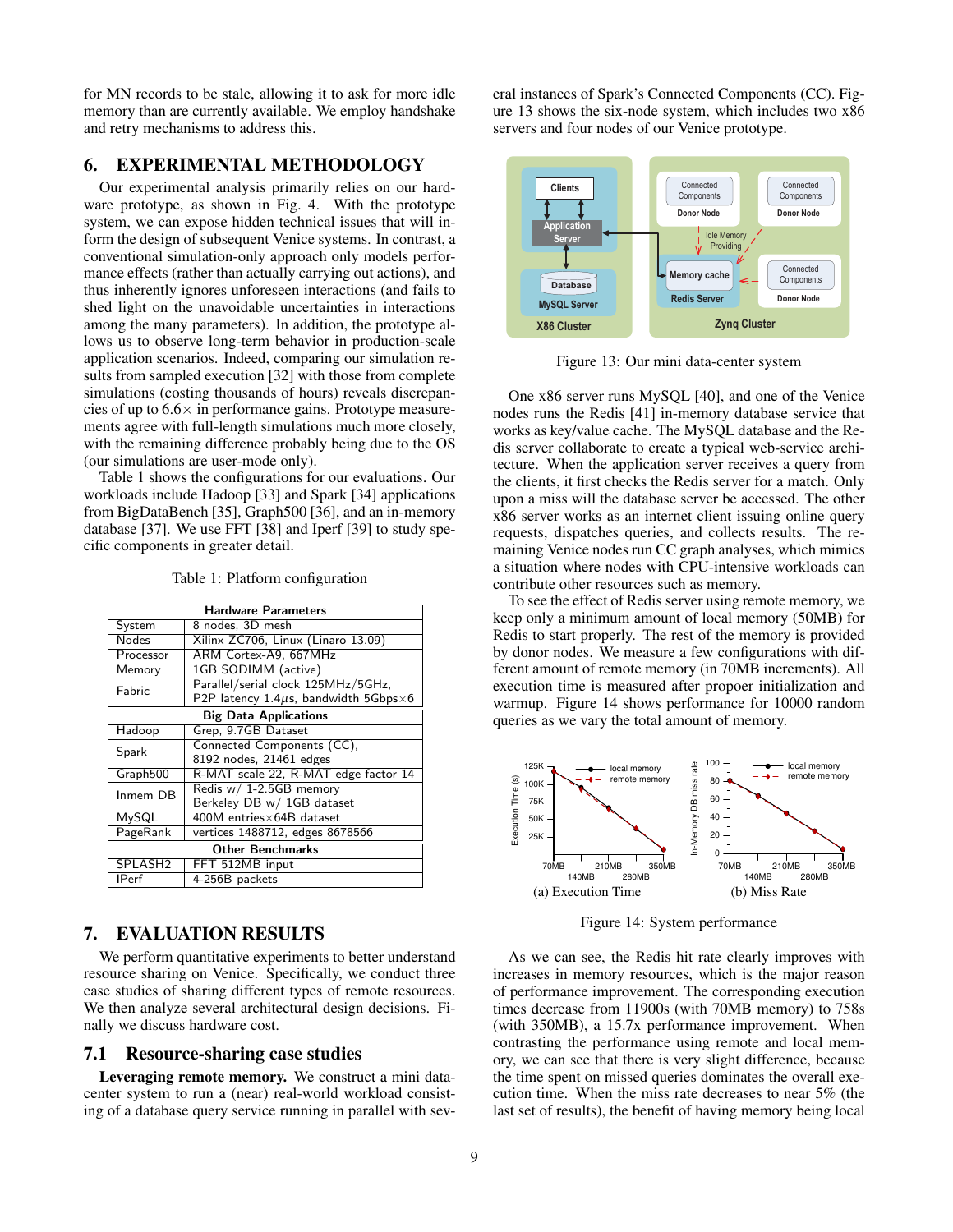for MN records to be stale, allowing it to ask for more idle memory than are currently available. We employ handshake and retry mechanisms to address this.

## 6. EXPERIMENTAL METHODOLOGY

Our experimental analysis primarily relies on our hardware prototype, as shown in Fig. 4. With the prototype system, we can expose hidden technical issues that will inform the design of subsequent Venice systems. In contrast, a conventional simulation-only approach only models performance effects (rather than actually carrying out actions), and thus inherently ignores unforeseen interactions (and fails to shed light on the unavoidable uncertainties in interactions among the many parameters). In addition, the prototype allows us to observe long-term behavior in production-scale application scenarios. Indeed, comparing our simulation results from sampled execution [32] with those from complete simulations (costing thousands of hours) reveals discrepancies of up to 6.6× in performance gains. Prototype measurements agree with full-length simulations much more closely, with the remaining difference probably being due to the OS (our simulations are user-mode only).

Table 1 shows the configurations for our evaluations. Our workloads include Hadoop [33] and Spark [34] applications from BigDataBench [35], Graph500 [36], and an in-memory database [37]. We use FFT [38] and Iperf [39] to study specific components in greater detail.

Table 1: Platform configuration

| **Hardware Parameters** | |
|---|---|
| System | 8 nodes, 3D mesh |
| Nodes | Xilinx ZC706, Linux (Linaro 13.09) |
| Processor | ARM Cortex-A9, 667MHz |
| Memory | 1GB SODIMM (active) |
| Fabric | Parallel/serial clock 125MHz/5GHz, P2P latency 1.4$\mu$s, bandwidth 5Gbps×6 |
| **Big Data Applications** | |
| Hadoop | Grep, 9.7GB Dataset |
| Spark | Connected Components (CC), 8192 nodes, 21461 edges |
| Graph500 | R-MAT scale 22, R-MAT edge factor 14 |
| Inmem DB | Redis w/ 1-2.5GB memory Berkeley DB w/ 1GB dataset |
| MySQL | 400M entries×64B dataset |
| PageRank | vertices 1488712, edges 8678566 |
| **Other Benchmarks** | |
| SPLASH2 | FFT 512MB input |
| IPerf | 4-256B packets |

## 7. EVALUATION RESULTS

We perform quantitative experiments to better understand resource sharing on Venice. Specifically, we conduct three case studies of sharing different types of remote resources. We then analyze several architectural design decisions. Finally we discuss hardware cost.

### 7.1 Resource-sharing case studies

**Leveraging remote memory.** We construct a mini datacenter system to run a (near) real-world workload consisting of a database query service running in parallel with several instances of Spark's Connected Components (CC). Figure 13 shows the six-node system, which includes two x86 servers and four nodes of our Venice prototype.

Figure 13: Our mini data-center system

One x86 server runs MySQL [40], and one of the Venice nodes runs the Redis [41] in-memory database service that works as key/value cache. The MySQL database and the Redis server collaborate to create a typical web-service architecture. When the application server receives a query from the clients, it first checks the Redis server for a match. Only upon a miss will the database server be accessed. The other x86 server works as an internet client issuing online query requests, dispatches queries, and collects results. The remaining Venice nodes run CC graph analyses, which mimics a situation where nodes with CPU-intensive workloads can contribute other resources such as memory.

To see the effect of Redis server using remote memory, we keep only a minimum amount of local memory (50MB) for Redis to start properly. The rest of the memory is provided by donor nodes. We measure a few configurations with different amount of remote memory (in 70MB increments). All execution time is measured after propoer initialization and warmup. Figure 14 shows performance for 10000 random queries as we vary the total amount of memory.

(a) Execution Time

(b) Miss Rate

Figure 14: System performance

As we can see, the Redis hit rate clearly improves with increases in memory resources, which is the major reason of performance improvement. The corresponding execution times decrease from 11900s (with 70MB memory) to 758s (with 350MB), a 15.7x performance improvement. When contrasting the performance using remote and local memory, we can see that there is very slight difference, because the time spent on missed queries dominates the overall execution time. When the miss rate decreases to near 5% (the last set of results), the benefit of having memory being local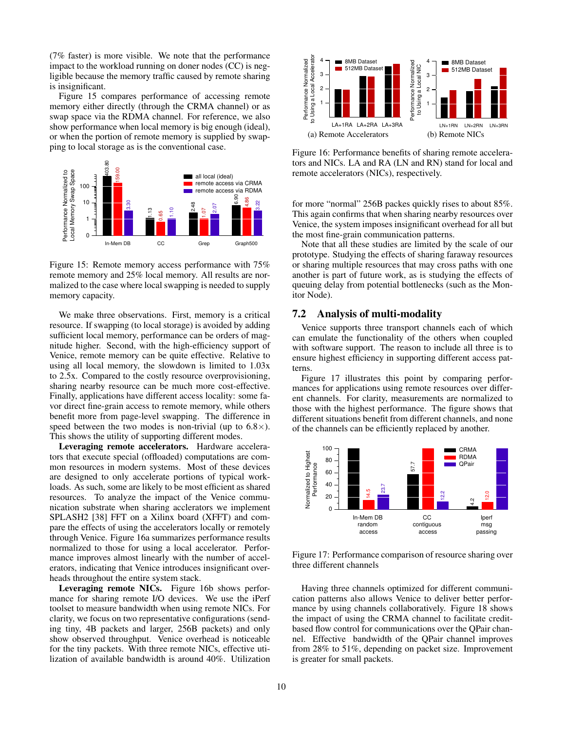(7% faster) is more visible. We note that the performance impact to the workload running on doner nodes (CC) is negligible because the memory traffic caused by remote sharing is insignificant.

Figure 15 compares performance of accessing remote memory either directly (through the CRMA channel) or as swap space via the RDMA channel. For reference, we also show performance when local memory is big enough (ideal), or when the portion of remote memory is supplied by swapping to local storage as is the conventional case.

Figure 15: Remote memory access performance with 75% remote memory and 25% local memory. All results are normalized to the case where local swapping is needed to supply memory capacity.

We make three observations. First, memory is a critical resource. If swapping (to local storage) is avoided by adding sufficient local memory, performance can be orders of magnitude higher. Second, with the high-efficiency support of Venice, remote memory can be quite effective. Relative to using all local memory, the slowdown is limited to 1.03x to 2.5x. Compared to the costly resource overprovisioning, sharing nearby resource can be much more cost-effective. Finally, applications have different access locality: some favor direct fine-grain access to remote memory, while others benefit more from page-level swapping. The difference in speed between the two modes is non-trivial (up to 6.8×). This shows the utility of supporting different modes.

**Leveraging remote accelerators.** Hardware accelerators that execute special (offloaded) computations are common resources in modern systems. Most of these devices are designed to only accelerate portions of typical workloads. As such, some are likely to be most efficient as shared resources. To analyze the impact of the Venice communication substrate when sharing accelerators we implement SPLASH2 [38] FFT on a Xilinx board (XFFT) and compare the effects of using the accelerators locally or remotely through Venice. Figure 16a summarizes performance results normalized to those for using a local accelerator. Performance improves almost linearly with the number of accelerators, indicating that Venice introduces insignificant overheads throughout the entire system stack.

**Leveraging remote NICs.** Figure 16b shows performance for sharing remote I/O devices. We use the iPerf toolset to measure bandwidth when using remote NICs. For clarity, we focus on two representative configurations (sending tiny, 4B packets and larger, 256B packets) and only show observed throughput. Venice overhead is noticeable for the tiny packets. With three remote NICs, effective utilization of available bandwidth is around 40%. Utilization for more "normal" 256B packes quickly rises to about 85%. This again confirms that when sharing nearby resources over Venice, the system imposes insignificant overhead for all but the most fine-grain communication patterns.

Figure 16: Performance benefits of sharing remote accelerators and NICs. LA and RA (LN and RN) stand for local and remote accelerators (NICs), respectively.

Note that all these studies are limited by the scale of our prototype. Studying the effects of sharing faraway resources or sharing multiple resources that may cross paths with one another is part of future work, as is studying the effects of queuing delay from potential bottlenecks (such as the Monitor Node).

## 7.2 Analysis of multi-modality

Venice supports three transport channels each of which can emulate the functionality of the others when coupled with software support. The reason to include all three is to ensure highest efficiency in supporting different access patterns.

Figure 17 illustrates this point by comparing performances for applications using remote resources over different channels. For clarity, measurements are normalized to those with the highest performance. The figure shows that different situations benefit from different channels, and none of the channels can be efficiently replaced by another.

Figure 17: Performance comparison of resource sharing over three different channels

Having three channels optimized for different communication patterns also allows Venice to deliver better performance by using channels collaboratively. Figure 18 shows the impact of using the CRMA channel to facilitate credit-based flow control for communications over the QPair channel. Effective bandwidth of the QPair channel improves from 28% to 51%, depending on packet size. Improvement is greater for small packets.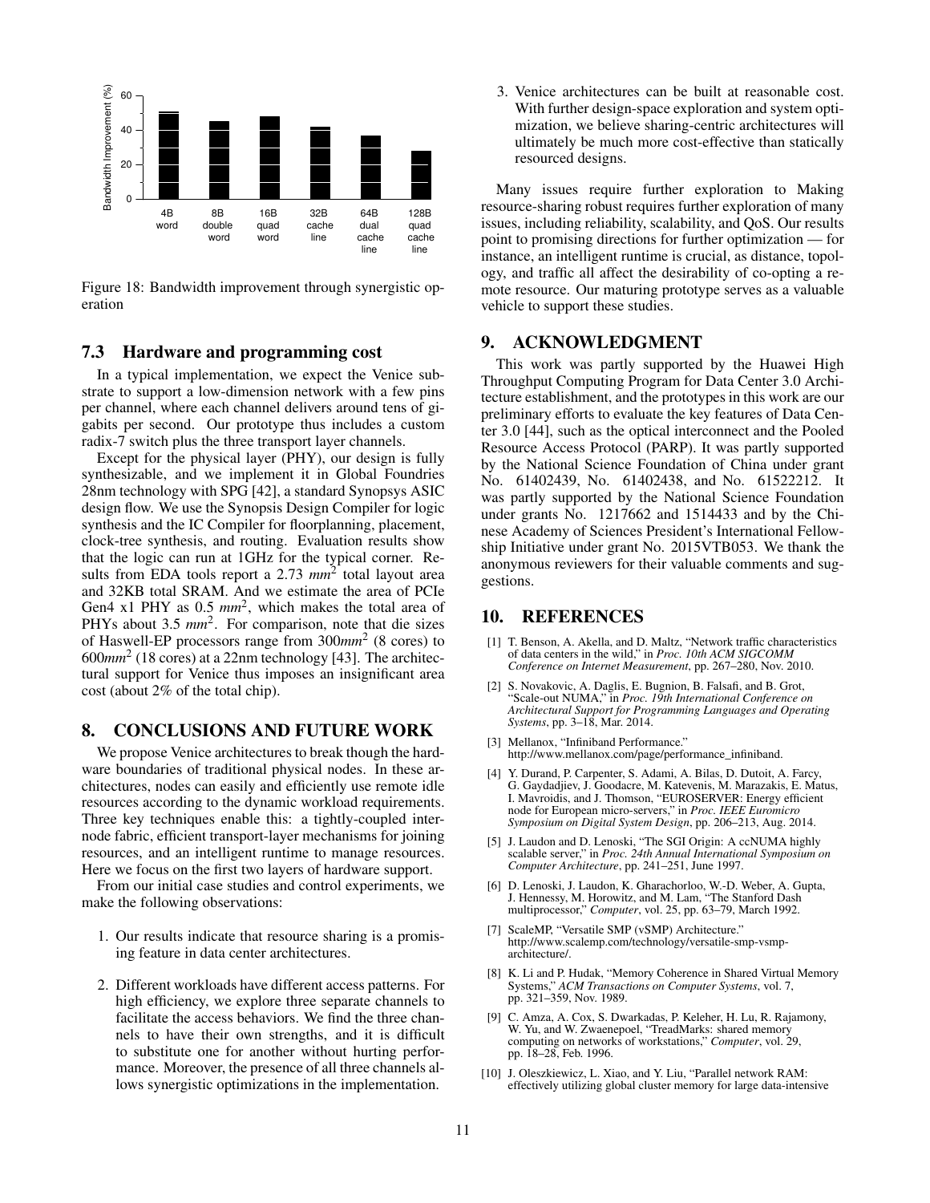Figure 18: Bandwidth improvement through synergistic operation

### 7.3 Hardware and programming cost

In a typical implementation, we expect the Venice substrate to support a low-dimension network with a few pins per channel, where each channel delivers around tens of gigabits per second. Our prototype thus includes a custom radix-7 switch plus the three transport layer channels.

Except for the physical layer (PHY), our design is fully synthesizable, and we implement it in Global Foundries 28nm technology with SPG [42], a standard Synopsys ASIC design flow. We use the Synopsis Design Compiler for logic synthesis and the IC Compiler for floorplanning, placement, clock-tree synthesis, and routing. Evaluation results show that the logic can run at 1GHz for the typical corner. Results from EDA tools report a 2.73 $mm^2$ total layout area and 32KB total SRAM. And we estimate the area of PCIe Gen4 x1 PHY as 0.5 $mm^2$, which makes the total area of PHYs about 3.5 $mm^2$. For comparison, note that die sizes of Haswell-EP processors range from 300$mm^2$ (8 cores) to 600$mm^2$ (18 cores) at a 22nm technology [43]. The architectural support for Venice thus imposes an insignificant area cost (about 2% of the total chip).

## 8. CONCLUSIONS AND FUTURE WORK

We propose Venice architectures to break though the hardware boundaries of traditional physical nodes. In these architectures, nodes can easily and efficiently use remote idle resources according to the dynamic workload requirements. Three key techniques enable this: a tightly-coupled internode fabric, efficient transport-layer mechanisms for joining resources, and an intelligent runtime to manage resources. Here we focus on the first two layers of hardware support.

From our initial case studies and control experiments, we make the following observations:

1. Our results indicate that resource sharing is a promising feature in data center architectures.
2. Different workloads have different access patterns. For high efficiency, we explore three separate channels to facilitate the access behaviors. We find the three channels to have their own strengths, and it is difficult to substitute one for another without hurting performance. Moreover, the presence of all three channels allows synergistic optimizations in the implementation.
3. Venice architectures can be built at reasonable cost. With further design-space exploration and system optimization, we believe sharing-centric architectures will ultimately be much more cost-effective than statically resourced designs.

Many issues require further exploration to Making resource-sharing robust requires further exploration of many issues, including reliability, scalability, and QoS. Our results point to promising directions for further optimization — for instance, an intelligent runtime is crucial, as distance, topology, and traffic all affect the desirability of co-opting a remote resource. Our maturing prototype serves as a valuable vehicle to support these studies.

## 9. ACKNOWLEDGMENT

This work was partly supported by the Huawei High Throughput Computing Program for Data Center 3.0 Architecture establishment, and the prototypes in this work are our preliminary efforts to evaluate the key features of Data Center 3.0 [44], such as the optical interconnect and the Pooled Resource Access Protocol (PARP). It was partly supported by the National Science Foundation of China under grant No. 61402439, No. 61402438, and No. 61522212. It was partly supported by the National Science Foundation under grants No. 1217662 and 1514433 and by the Chinese Academy of Sciences President's International Fellowship Initiative under grant No. 2015VTB053. We thank the anonymous reviewers for their valuable comments and suggestions.

## 10. REFERENCES

[1] T. Benson, A. Akella, and D. Maltz, "Network traffic characteristics of data centers in the wild," in *Proc. 10th ACM SIGCOMM Conference on Internet Measurement*, pp. 267–280, Nov. 2010.

[2] S. Novakovic, A. Daglis, E. Bugnion, B. Falsafi, and B. Grot, "Scale-out NUMA," in *Proc. 19th International Conference on Architectural Support for Programming Languages and Operating Systems*, pp. 3–18, Mar. 2014.

[3] Mellanox, "Infiniband Performance." http://www.mellanox.com/page/performance_infiniband.

[4] Y. Durand, P. Carpenter, S. Adami, A. Bilas, D. Dutoit, A. Farcy, G. Gaydadjiev, J. Goodacre, M. Katevenis, M. Marazakis, E. Matus, I. Mavroidis, and J. Thomson, "EUROSERVER: Energy efficient node for European micro-servers," in *Proc. IEEE Euromicro Symposium on Digital System Design*, pp. 206–213, Aug. 2014.

[5] J. Laudon and D. Lenoski, "The SGI Origin: A ccNUMA highly scalable server," in *Proc. 24th Annual International Symposium on Computer Architecture*, pp. 241–251, June 1997.

[6] D. Lenoski, J. Laudon, K. Gharachorloo, W.-D. Weber, A. Gupta, J. Hennessy, M. Horowitz, and M. Lam, "The Stanford Dash multiprocessor," *Computer*, vol. 25, pp. 63–79, March 1992.

[7] ScaleMP, "Versatile SMP (vSMP) Architecture." http://www.scalemp.com/technology/versatile-smp-vsmp-architecture/.

[8] K. Li and P. Hudak, "Memory Coherence in Shared Virtual Memory Systems," *ACM Transactions on Computer Systems*, vol. 7, pp. 321–359, Nov. 1989.

[9] C. Amza, A. Cox, S. Dwarkadas, P. Keleher, H. Lu, R. Rajamony, W. Yu, and W. Zwaenepoel, "TreadMarks: shared memory computing on networks of workstations," *Computer*, vol. 29, pp. 18–28, Feb. 1996.

[10] J. Oleszkiewicz, L. Xiao, and Y. Liu, "Parallel network RAM: effectively utilizing global cluster memory for large data-intensive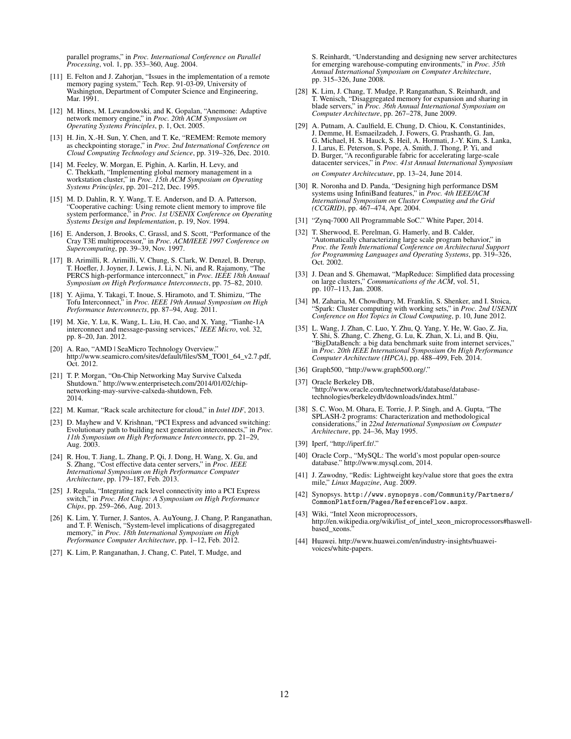parallel programs," in *Proc. International Conference on Parallel Processing*, vol. 1, pp. 353–360, Aug. 2004.

[11] E. Felton and J. Zahorjan, "Issues in the implementation of a remote memory paging system," Tech. Rep. 91-03-09, University of Washington, Department of Computer Science and Engineering, Mar. 1991.

[12] M. Hines, M. Lewandowski, and K. Gopalan, "Anemone: Adaptive network memory engine," in *Proc. 20th ACM Symposium on Operating Systems Principles*, p. 1, Oct. 2005.

[13] H. Jin, X.-H. Sun, Y. Chen, and T. Ke, "REMEM: Remote memory as checkpointing storage," in *Proc. 2nd International Conference on Cloud Computing Technology and Science*, pp. 319–326, Dec. 2010.

[14] M. Feeley, W. Morgan, E. Pighin, A. Karlin, H. Levy, and C. Thekkath, "Implementing global memory management in a workstation cluster," in *Proc. 15th ACM Symposium on Operating Systems Principles*, pp. 201–212, Dec. 1995.

[15] M. D. Dahlin, R. Y. Wang, T. E. Anderson, and D. A. Patterson, "Cooperative caching: Using remote client memory to improve file system performance," in *Proc. 1st USENIX Conference on Operating Systems Design and Implementation*, p. 19, Nov. 1994.

[16] E. Anderson, J. Brooks, C. Grassl, and S. Scott, "Performance of the Cray T3E multiprocessor," in *Proc. ACM/IEEE 1997 Conference on Supercomputing*, pp. 39–39, Nov. 1997.

[17] B. Arimilli, R. Arimilli, V. Chung, S. Clark, W. Denzel, B. Drerup, T. Hoefler, J. Joyner, J. Lewis, J. Li, N. Ni, and R. Rajamony, "The PERCS high-performance interconnect," in *Proc. IEEE 18th Annual Symposium on High Performance Interconnects*, pp. 75–82, 2010.

[18] Y. Ajima, Y. Takagi, T. Inoue, S. Hiramoto, and T. Shimizu, "The Tofu Interconnect," in *Proc. IEEE 19th Annual Symposium on High Performance Interconnects*, pp. 87–94, Aug. 2011.

[19] M. Xie, Y. Lu, K. Wang, L. Liu, H. Cao, and X. Yang, "Tianhe-1A interconnect and message-passing services," *IEEE Micro*, vol. 32, pp. 8–20, Jan. 2012.

[20] A. Rao, "AMD | SeaMicro Technology Overview." http://www.seamicro.com/sites/default/files/SM_TO01_64_v2.7.pdf, Oct. 2012.

[21] T. P. Morgan, "On-Chip Networking May Survive Calxeda Shutdown." http://www.enterprisetech.com/2014/01/02/chip-networking-may-survive-calxeda-shutdown, Feb. 2014.

[22] M. Kumar, "Rack scale architecture for cloud," in *Intel IDF*, 2013.

[23] D. Mayhew and V. Krishnan, "PCI Express and advanced switching: Evolutionary path to building next generation interconnects," in *Proc. 11th Symposium on High Performance Interconnects*, pp. 21–29, Aug. 2003.

[24] R. Hou, T. Jiang, L. Zhang, P. Qi, J. Dong, H. Wang, X. Gu, and S. Zhang, "Cost effective data center servers," in *Proc. IEEE International Symposium on High Performance Computer Architecture*, pp. 179–187, Feb. 2013.

[25] J. Regula, "Integrating rack level connectivity into a PCI Express switch," in *Proc. Hot Chips: A Symposium on High Performance Chips*, pp. 259–266, Aug. 2013.

[26] K. Lim, Y. Turner, J. Santos, A. AuYoung, J. Chang, P. Ranganathan, and T. F. Wenisch, "System-level implications of disaggregated memory," in *Proc. 18th International Symposium on High Performance Computer Architecture*, pp. 1–12, Feb. 2012.

[27] K. Lim, P. Ranganathan, J. Chang, C. Patel, T. Mudge, and S. Reinhardt, "Understanding and designing new server architectures for emerging warehouse-computing environments," in *Proc. 35th Annual International Symposium on Computer Architecture*, pp. 315–326, June 2008.

[28] K. Lim, J. Chang, T. Mudge, P. Ranganathan, S. Reinhardt, and T. Wenisch, "Disaggregated memory for expansion and sharing in blade servers," in *Proc. 36th Annual International Symposium on Computer Architecture*, pp. 267–278, June 2009.

[29] A. Putnam, A. Caulfield, E. Chung, D. Chiou, K. Constantinides, J. Demme, H. Esmaeilzadeh, J. Fowers, G. Prashanth, G. Jan, G. Michael, H. S. Hauck, S. Heil, A. Hormati, J.-Y. Kim, S. Lanka, J. Larus, E. Peterson, S. Pope, A. Smith, J. Thong, P. Yi, and D. Burger, "A reconfigurable fabric for accelerating large-scale datacenter services," in *Proc. 41st Annual International Symposium on Computer Architecuture*, pp. 13–24, June 2014.

[30] R. Noronha and D. Panda, "Designing high performance DSM systems using InfiniBand features," in *Proc. 4th IEEE/ACM International Symposium on Cluster Computing and the Grid (CCGRID)*, pp. 467–474, Apr. 2004.

[31] "Zynq-7000 All Programmable SoC." White Paper, 2014.

[32] T. Sherwood, E. Perelman, G. Hamerly, and B. Calder, "Automatically characterizing large scale program behavior," in *Proc. the Tenth International Conference on Architectural Support for Programming Languages and Operating Systems*, pp. 319–326, Oct. 2002.

[33] J. Dean and S. Ghemawat, "MapReduce: Simplified data processing on large clusters," *Communications of the ACM*, vol. 51, pp. 107–113, Jan. 2008.

[34] M. Zaharia, M. Chowdhury, M. Franklin, S. Shenker, and I. Stoica, "Spark: Cluster computing with working sets," in *Proc. 2nd USENIX Conference on Hot Topics in Cloud Computing*, p. 10, June 2012.

[35] L. Wang, J. Zhan, C. Luo, Y. Zhu, Q. Yang, Y. He, W. Gao, Z. Jia, Y. Shi, S. Zhang, C. Zheng, G. Lu, K. Zhan, X. Li, and B. Qiu, "BigDataBench: a big data benchmark suite from internet services," in *Proc. 20th IEEE International Symposium On High Performance Computer Architecture (HPCA)*, pp. 488–499, Feb. 2014.

[36] Graph500, "http://www.graph500.org/."

[37] Oracle Berkeley DB, "http://www.oracle.com/technetwork/database/database-technologies/berkeleydb/downloads/index.html."

[38] S. C. Woo, M. Ohara, E. Torrie, J. P. Singh, and A. Gupta, "The SPLASH-2 programs: Characterization and methodological considerations," in *22nd International Symposium on Computer Architecture*, pp. 24–36, May 1995.

[39] Iperf, "http://iperf.fr/."

[40] Oracle Corp., "MySQL: The world's most popular open-source database." http://www.mysql.com, 2014.

[41] J. Zawodny, "Redis: Lightweight key/value store that goes the extra mile," *Linux Magazine*, Aug. 2009.

[42] Synopsys. `http://www.synopsys.com/Community/Partners/CommonPlatform/Pages/ReferenceFlow.aspx`.

[43] Wiki, "Intel Xeon microprocessors, http://en.wikipedia.org/wiki/list_of_intel_xeon_microprocessors#haswell-based_xeons."

[44] Huawei. http://www.huawei.com/en/industry-insights/huawei-voices/white-papers.